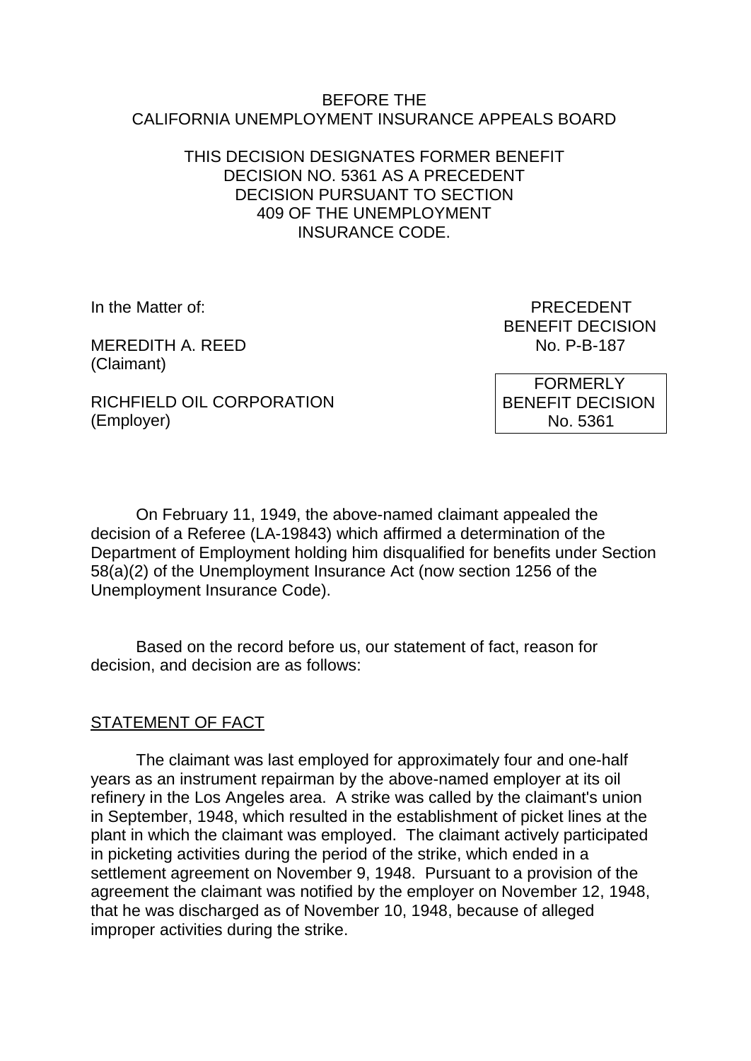BEFORE THE
CALIFORNIA UNEMPLOYMENT INSURANCE APPEALS BOARD

THIS DECISION DESIGNATES FORMER BENEFIT DECISION NO. 5361 AS A PRECEDENT DECISION PURSUANT TO SECTION 409 OF THE UNEMPLOYMENT INSURANCE CODE.

In the Matter of:

MEREDITH A. REED
(Claimant)

RICHFIELD OIL CORPORATION
(Employer)

PRECEDENT
BENEFIT DECISION
No. P-B-187

FORMERLY
BENEFIT DECISION
No. 5361

On February 11, 1949, the above-named claimant appealed the decision of a Referee (LA-19843) which affirmed a determination of the Department of Employment holding him disqualified for benefits under Section 58(a)(2) of the Unemployment Insurance Act (now section 1256 of the Unemployment Insurance Code).

Based on the record before us, our statement of fact, reason for decision, and decision are as follows:

## STATEMENT OF FACT

The claimant was last employed for approximately four and one-half years as an instrument repairman by the above-named employer at its oil refinery in the Los Angeles area. A strike was called by the claimant's union in September, 1948, which resulted in the establishment of picket lines at the plant in which the claimant was employed. The claimant actively participated in picketing activities during the period of the strike, which ended in a settlement agreement on November 9, 1948. Pursuant to a provision of the agreement the claimant was notified by the employer on November 12, 1948, that he was discharged as of November 10, 1948, because of alleged improper activities during the strike.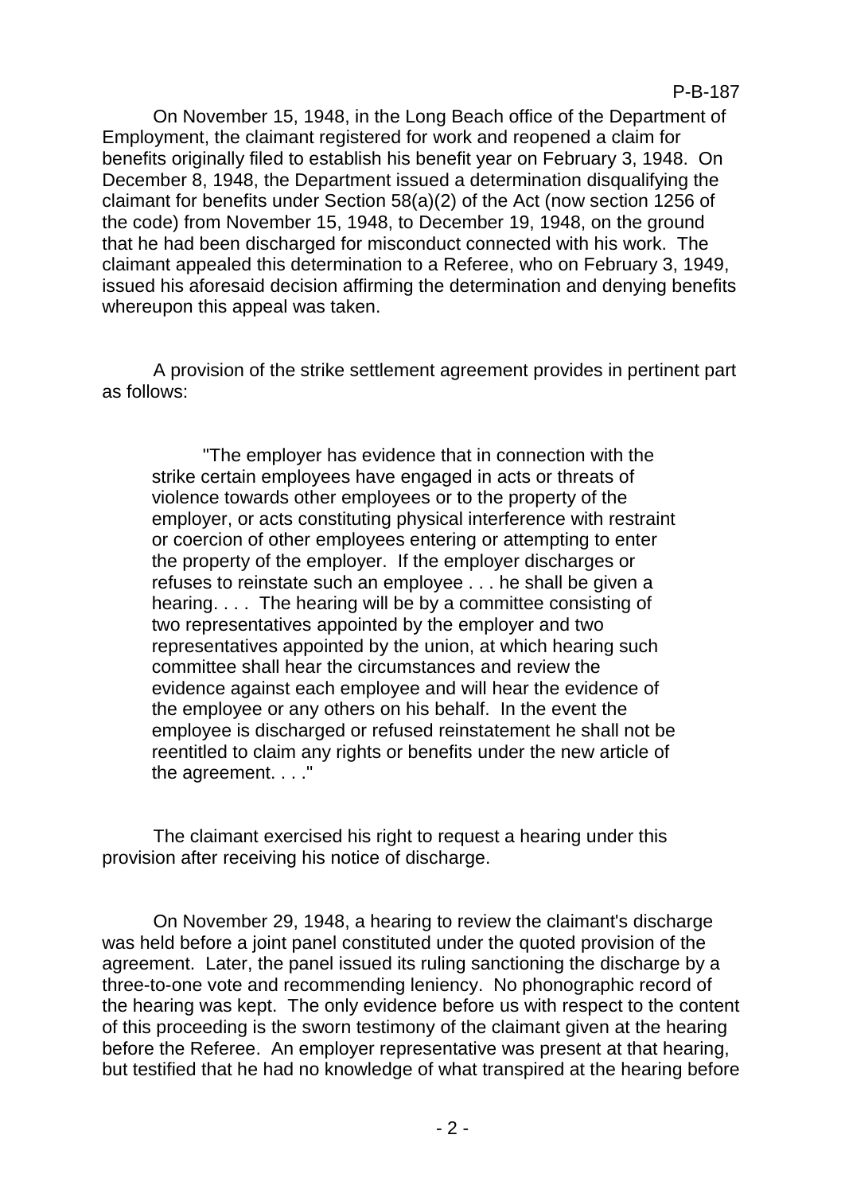On November 15, 1948, in the Long Beach office of the Department of Employment, the claimant registered for work and reopened a claim for benefits originally filed to establish his benefit year on February 3, 1948. On December 8, 1948, the Department issued a determination disqualifying the claimant for benefits under Section 58(a)(2) of the Act (now section 1256 of the code) from November 15, 1948, to December 19, 1948, on the ground that he had been discharged for misconduct connected with his work. The claimant appealed this determination to a Referee, who on February 3, 1949, issued his aforesaid decision affirming the determination and denying benefits whereupon this appeal was taken.

A provision of the strike settlement agreement provides in pertinent part as follows:

> "The employer has evidence that in connection with the strike certain employees have engaged in acts or threats of violence towards other employees or to the property of the employer, or acts constituting physical interference with restraint or coercion of other employees entering or attempting to enter the property of the employer. If the employer discharges or refuses to reinstate such an employee . . . he shall be given a hearing. . . . The hearing will be by a committee consisting of two representatives appointed by the employer and two representatives appointed by the union, at which hearing such committee shall hear the circumstances and review the evidence against each employee and will hear the evidence of the employee or any others on his behalf. In the event the employee is discharged or refused reinstatement he shall not be reentitled to claim any rights or benefits under the new article of the agreement. . . ."

The claimant exercised his right to request a hearing under this provision after receiving his notice of discharge.

On November 29, 1948, a hearing to review the claimant's discharge was held before a joint panel constituted under the quoted provision of the agreement. Later, the panel issued its ruling sanctioning the discharge by a three-to-one vote and recommending leniency. No phonographic record of the hearing was kept. The only evidence before us with respect to the content of this proceeding is the sworn testimony of the claimant given at the hearing before the Referee. An employer representative was present at that hearing, but testified that he had no knowledge of what transpired at the hearing before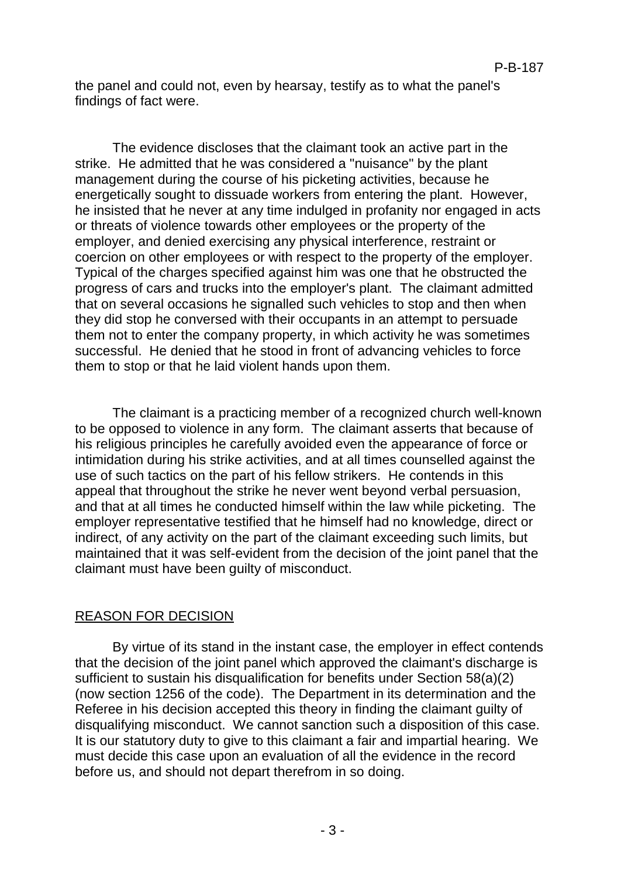the panel and could not, even by hearsay, testify as to what the panel's findings of fact were.

The evidence discloses that the claimant took an active part in the strike. He admitted that he was considered a "nuisance" by the plant management during the course of his picketing activities, because he energetically sought to dissuade workers from entering the plant. However, he insisted that he never at any time indulged in profanity nor engaged in acts or threats of violence towards other employees or the property of the employer, and denied exercising any physical interference, restraint or coercion on other employees or with respect to the property of the employer. Typical of the charges specified against him was one that he obstructed the progress of cars and trucks into the employer's plant. The claimant admitted that on several occasions he signalled such vehicles to stop and then when they did stop he conversed with their occupants in an attempt to persuade them not to enter the company property, in which activity he was sometimes successful. He denied that he stood in front of advancing vehicles to force them to stop or that he laid violent hands upon them.

The claimant is a practicing member of a recognized church well-known to be opposed to violence in any form. The claimant asserts that because of his religious principles he carefully avoided even the appearance of force or intimidation during his strike activities, and at all times counselled against the use of such tactics on the part of his fellow strikers. He contends in this appeal that throughout the strike he never went beyond verbal persuasion, and that at all times he conducted himself within the law while picketing. The employer representative testified that he himself had no knowledge, direct or indirect, of any activity on the part of the claimant exceeding such limits, but maintained that it was self-evident from the decision of the joint panel that the claimant must have been guilty of misconduct.

## REASON FOR DECISION

By virtue of its stand in the instant case, the employer in effect contends that the decision of the joint panel which approved the claimant's discharge is sufficient to sustain his disqualification for benefits under Section 58(a)(2) (now section 1256 of the code). The Department in its determination and the Referee in his decision accepted this theory in finding the claimant guilty of disqualifying misconduct. We cannot sanction such a disposition of this case. It is our statutory duty to give to this claimant a fair and impartial hearing. We must decide this case upon an evaluation of all the evidence in the record before us, and should not depart therefrom in so doing.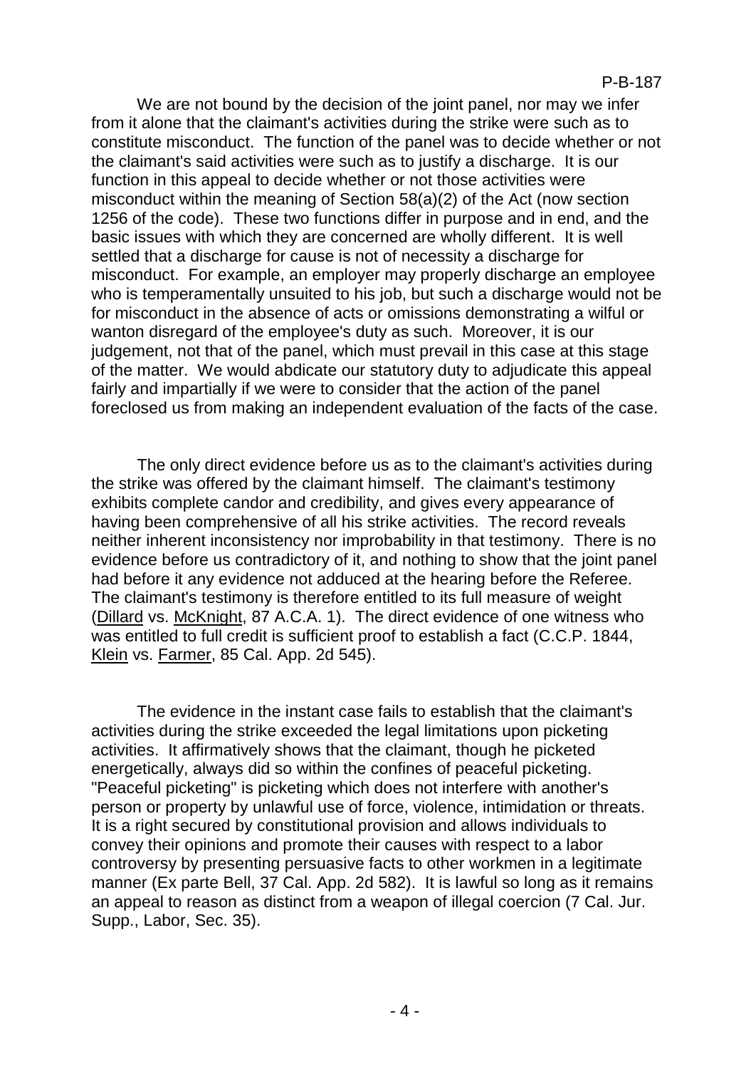We are not bound by the decision of the joint panel, nor may we infer from it alone that the claimant's activities during the strike were such as to constitute misconduct. The function of the panel was to decide whether or not the claimant's said activities were such as to justify a discharge. It is our function in this appeal to decide whether or not those activities were misconduct within the meaning of Section 58(a)(2) of the Act (now section 1256 of the code). These two functions differ in purpose and in end, and the basic issues with which they are concerned are wholly different. It is well settled that a discharge for cause is not of necessity a discharge for misconduct. For example, an employer may properly discharge an employee who is temperamentally unsuited to his job, but such a discharge would not be for misconduct in the absence of acts or omissions demonstrating a wilful or wanton disregard of the employee's duty as such. Moreover, it is our judgement, not that of the panel, which must prevail in this case at this stage of the matter. We would abdicate our statutory duty to adjudicate this appeal fairly and impartially if we were to consider that the action of the panel foreclosed us from making an independent evaluation of the facts of the case.

The only direct evidence before us as to the claimant's activities during the strike was offered by the claimant himself. The claimant's testimony exhibits complete candor and credibility, and gives every appearance of having been comprehensive of all his strike activities. The record reveals neither inherent inconsistency nor improbability in that testimony. There is no evidence before us contradictory of it, and nothing to show that the joint panel had before it any evidence not adduced at the hearing before the Referee. The claimant's testimony is therefore entitled to its full measure of weight (Dillard vs. McKnight, 87 A.C.A. 1). The direct evidence of one witness who was entitled to full credit is sufficient proof to establish a fact (C.C.P. 1844, Klein vs. Farmer, 85 Cal. App. 2d 545).

The evidence in the instant case fails to establish that the claimant's activities during the strike exceeded the legal limitations upon picketing activities. It affirmatively shows that the claimant, though he picketed energetically, always did so within the confines of peaceful picketing. "Peaceful picketing" is picketing which does not interfere with another's person or property by unlawful use of force, violence, intimidation or threats. It is a right secured by constitutional provision and allows individuals to convey their opinions and promote their causes with respect to a labor controversy by presenting persuasive facts to other workmen in a legitimate manner (Ex parte Bell, 37 Cal. App. 2d 582). It is lawful so long as it remains an appeal to reason as distinct from a weapon of illegal coercion (7 Cal. Jur. Supp., Labor, Sec. 35).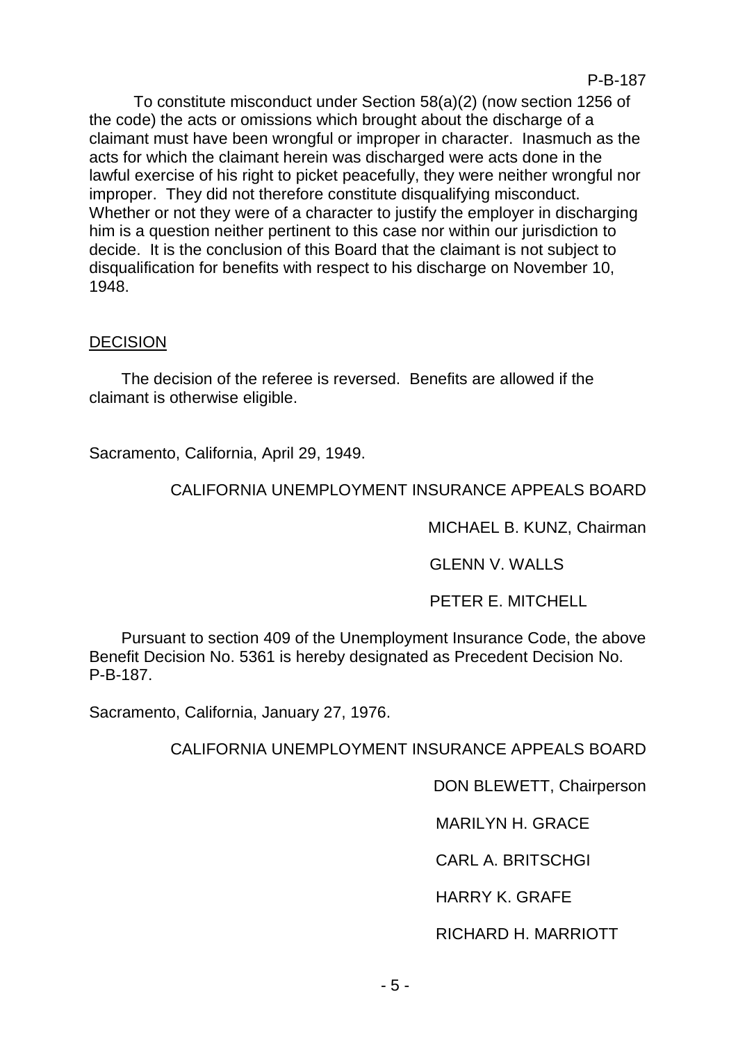To constitute misconduct under Section 58(a)(2) (now section 1256 of the code) the acts or omissions which brought about the discharge of a claimant must have been wrongful or improper in character. Inasmuch as the acts for which the claimant herein was discharged were acts done in the lawful exercise of his right to picket peacefully, they were neither wrongful nor improper. They did not therefore constitute disqualifying misconduct. Whether or not they were of a character to justify the employer in discharging him is a question neither pertinent to this case nor within our jurisdiction to decide. It is the conclusion of this Board that the claimant is not subject to disqualification for benefits with respect to his discharge on November 10, 1948.

## DECISION

The decision of the referee is reversed. Benefits are allowed if the claimant is otherwise eligible.

Sacramento, California, April 29, 1949.

CALIFORNIA UNEMPLOYMENT INSURANCE APPEALS BOARD

MICHAEL B. KUNZ, Chairman

GLENN V. WALLS

PETER E. MITCHELL

Pursuant to section 409 of the Unemployment Insurance Code, the above Benefit Decision No. 5361 is hereby designated as Precedent Decision No. P-B-187.

Sacramento, California, January 27, 1976.

CALIFORNIA UNEMPLOYMENT INSURANCE APPEALS BOARD

DON BLEWETT, Chairperson

MARILYN H. GRACE

CARL A. BRITSCHGI

HARRY K. GRAFE

RICHARD H. MARRIOTT